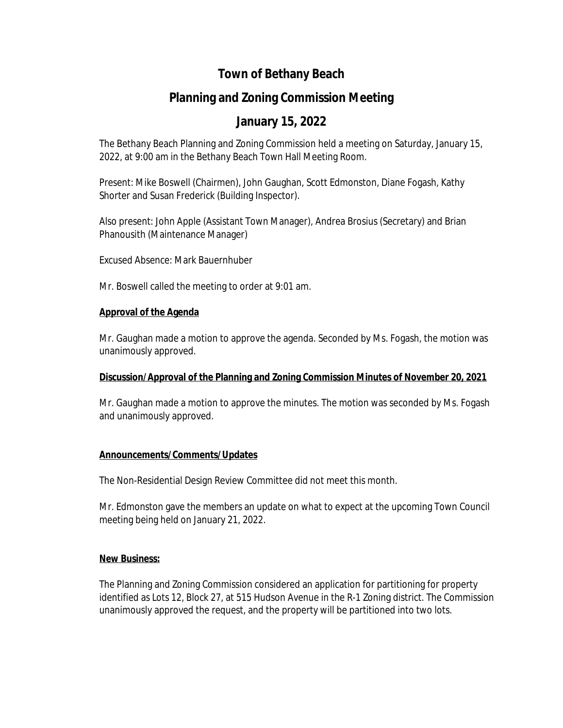# Town of Bethany Beach

## Planning and Zoning Commission Meeting

## January 15, 2022

The Bethany Beach Planning and Zoning Commission held a meeting on Saturday, January 15, 2022, at 9:00 am in the Bethany Beach Town Hall Meeting Room.

Present: Mike Boswell (Chairmen), John Gaughan, Scott Edmonston, Diane Fogash, Kathy Shorter and Susan Frederick (Building Inspector).

Also present: John Apple (Assistant Town Manager), Andrea Brosius (Secretary) and Brian Phanousith (Maintenance Manager)

Excused Absence: Mark Bauernhuber

Mr. Boswell called the meeting to order at 9:01 am.

**Approval of the Agenda**

Mr. Gaughan made a motion to approve the agenda. Seconded by Ms. Fogash, the motion was unanimously approved.

**Discussion/Approval of the Planning and Zoning Commission Minutes of November 20, 2021**

Mr. Gaughan made a motion to approve the minutes. The motion was seconded by Ms. Fogash and unanimously approved.

**Announcements/Comments/Updates**

The Non-Residential Design Review Committee did not meet this month.

Mr. Edmonston gave the members an update on what to expect at the upcoming Town Council meeting being held on January 21, 2022.

**New Business:**

The Planning and Zoning Commission considered an application for partitioning for property identified as Lots 12, Block 27, at 515 Hudson Avenue in the R-1 Zoning district. The Commission unanimously approved the request, and the property will be partitioned into two lots.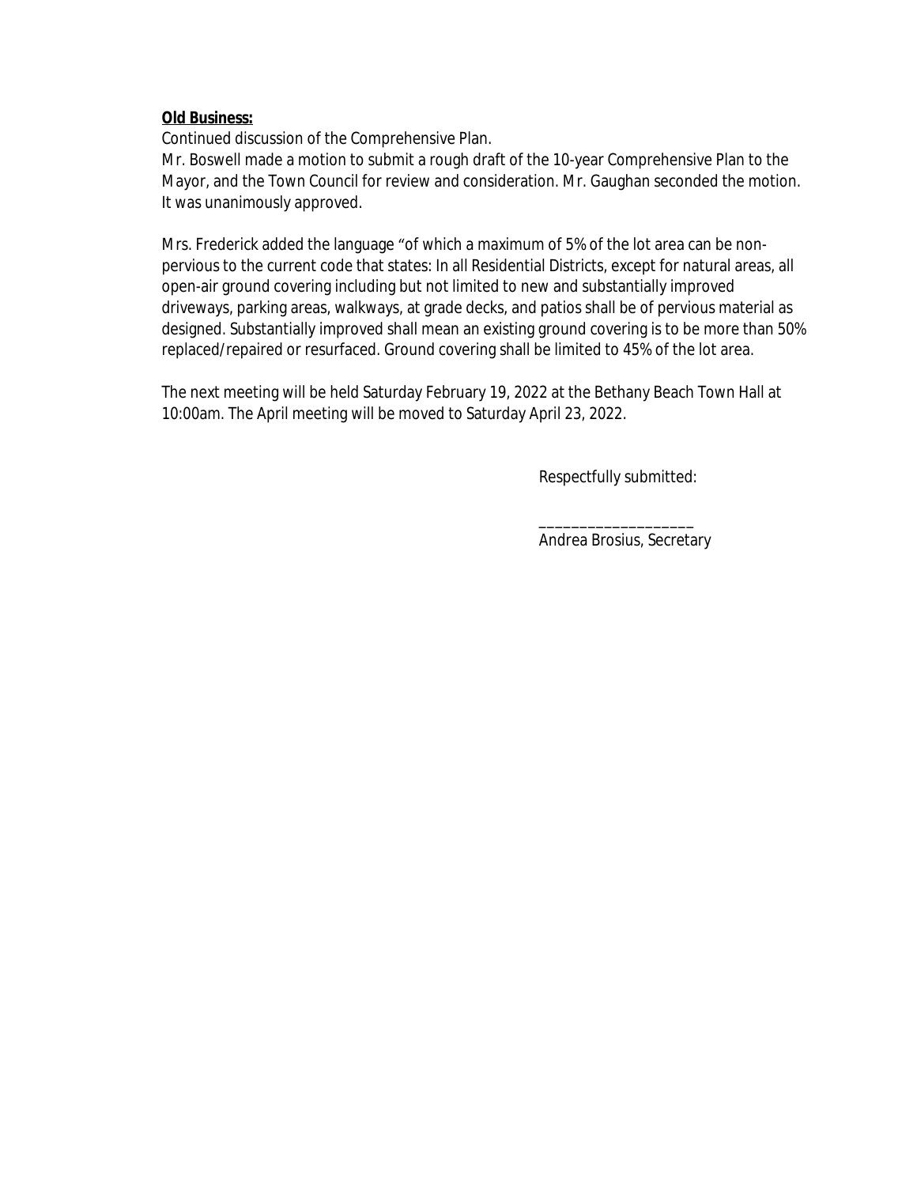**Old Business:**

Continued discussion of the Comprehensive Plan.

Mr. Boswell made a motion to submit a rough draft of the 10-year Comprehensive Plan to the Mayor, and the Town Council for review and consideration. Mr. Gaughan seconded the motion. It was unanimously approved.

Mrs. Frederick added the language "of which a maximum of 5% of the lot area can be non-pervious to the current code that states: In all Residential Districts, except for natural areas, all open-air ground covering including but not limited to new and substantially improved driveways, parking areas, walkways, at grade decks, and patios shall be of pervious material as designed. Substantially improved shall mean an existing ground covering is to be more than 50% replaced/repaired or resurfaced. Ground covering shall be limited to 45% of the lot area.

The next meeting will be held Saturday February 19, 2022 at the Bethany Beach Town Hall at 10:00am. The April meeting will be moved to Saturday April 23, 2022.

Respectfully submitted:

___________________

Andrea Brosius, Secretary